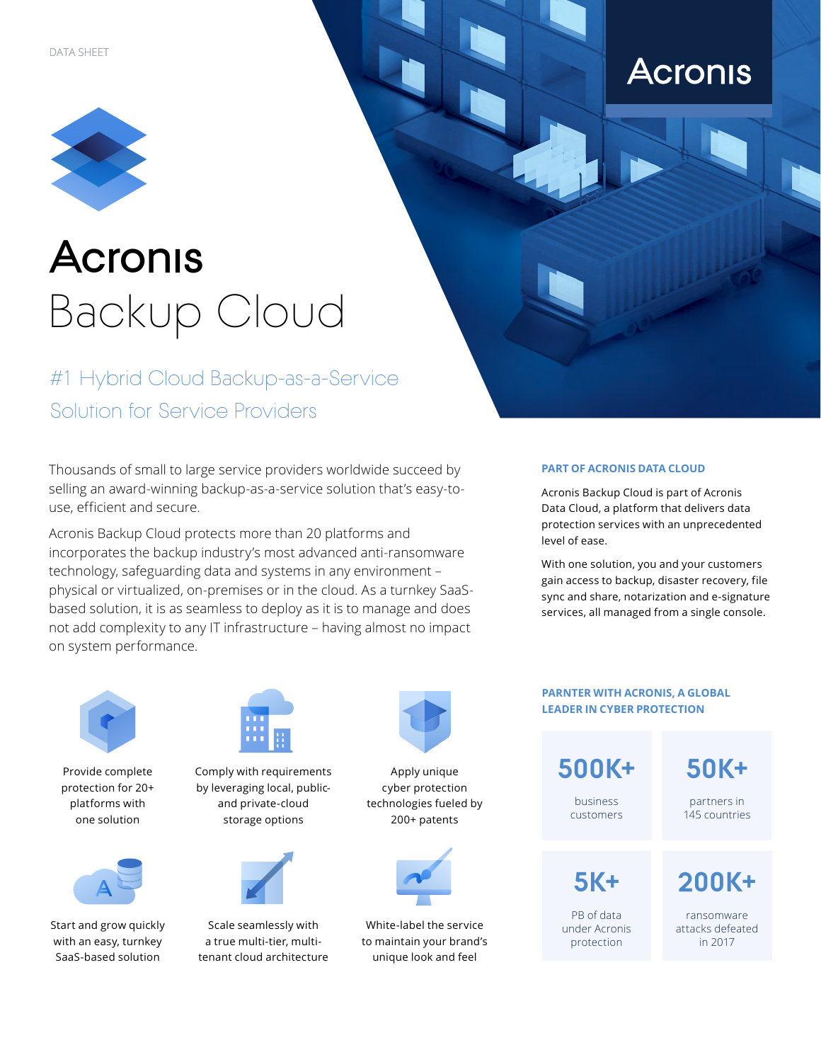DATA SHEET

# Acronis Backup Cloud

## #1 Hybrid Cloud Backup-as-a-Service Solution for Service Providers

Thousands of small to large service providers worldwide succeed by selling an award-winning backup-as-a-service solution that's easy-to-use, efficient and secure.

Acronis Backup Cloud protects more than 20 platforms and incorporates the backup industry's most advanced anti-ransomware technology, safeguarding data and systems in any environment – physical or virtualized, on-premises or in the cloud. As a turnkey SaaS-based solution, it is as seamless to deploy as it is to manage and does not add complexity to any IT infrastructure – having almost no impact on system performance.

Provide complete protection for 20+ platforms with one solution

Comply with requirements by leveraging local, public- and private-cloud storage options

Apply unique cyber protection technologies fueled by 200+ patents

Start and grow quickly with an easy, turnkey SaaS-based solution

Scale seamlessly with a true multi-tier, multi-tenant cloud architecture

White-label the service to maintain your brand's unique look and feel

### PART OF ACRONIS DATA CLOUD

Acronis Backup Cloud is part of Acronis Data Cloud, a platform that delivers data protection services with an unprecedented level of ease.

With one solution, you and your customers gain access to backup, disaster recovery, file sync and share, notarization and e-signature services, all managed from a single console.

### PARNTER WITH ACRONIS, A GLOBAL LEADER IN CYBER PROTECTION

**500K+** business customers

**50K+** partners in 145 countries

**5K+** PB of data under Acronis protection

**200K+** ransomware attacks defeated in 2017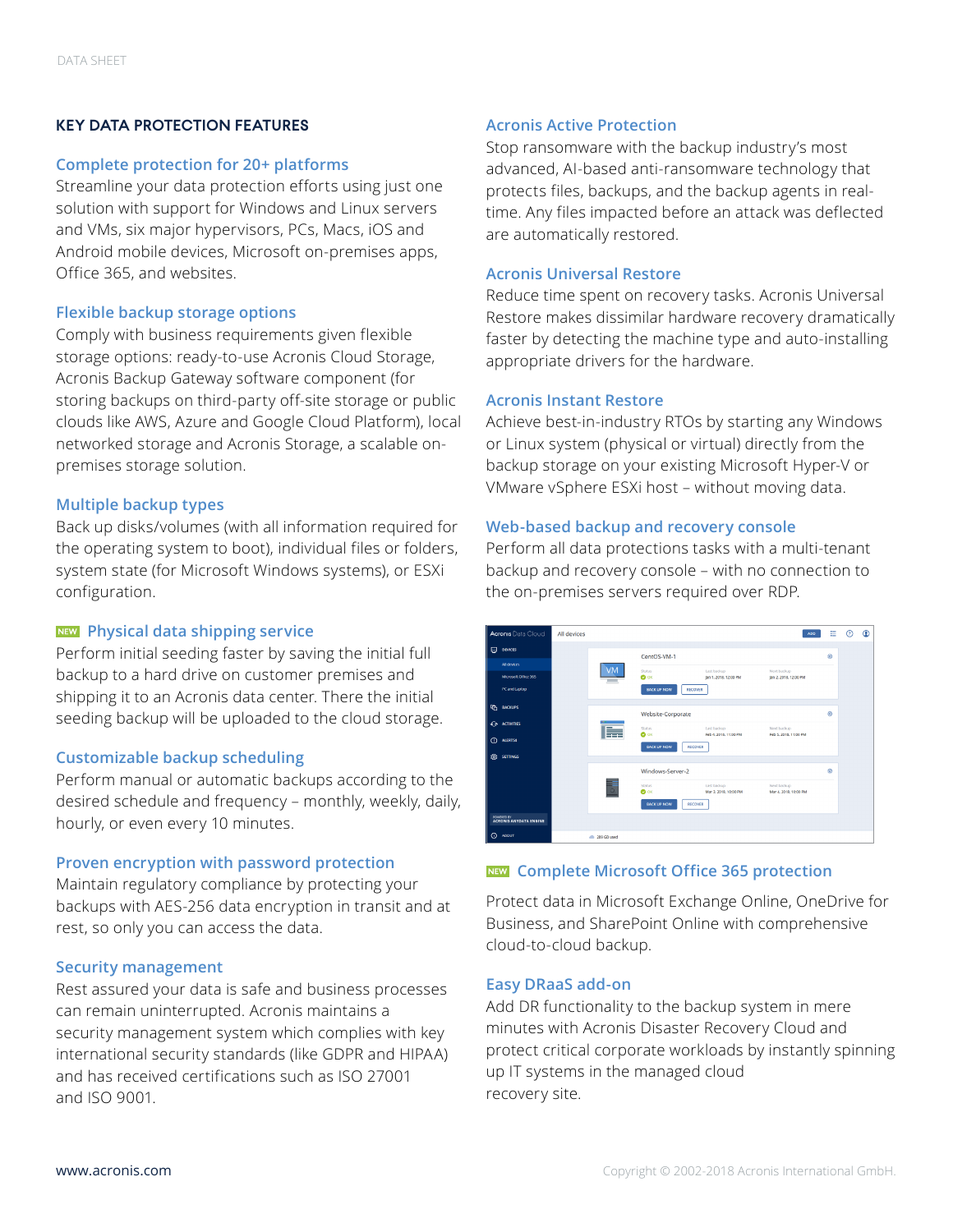## KEY DATA PROTECTION FEATURES

### Complete protection for 20+ platforms

Streamline your data protection efforts using just one solution with support for Windows and Linux servers and VMs, six major hypervisors, PCs, Macs, iOS and Android mobile devices, Microsoft on-premises apps, Office 365, and websites.

### Flexible backup storage options

Comply with business requirements given flexible storage options: ready-to-use Acronis Cloud Storage, Acronis Backup Gateway software component (for storing backups on third-party off-site storage or public clouds like AWS, Azure and Google Cloud Platform), local networked storage and Acronis Storage, a scalable on-premises storage solution.

### Multiple backup types

Back up disks/volumes (with all information required for the operating system to boot), individual files or folders, system state (for Microsoft Windows systems), or ESXi configuration.

### NEW Physical data shipping service

Perform initial seeding faster by saving the initial full backup to a hard drive on customer premises and shipping it to an Acronis data center. There the initial seeding backup will be uploaded to the cloud storage.

### Customizable backup scheduling

Perform manual or automatic backups according to the desired schedule and frequency – monthly, weekly, daily, hourly, or even every 10 minutes.

### Proven encryption with password protection

Maintain regulatory compliance by protecting your backups with AES-256 data encryption in transit and at rest, so only you can access the data.

### Security management

Rest assured your data is safe and business processes can remain uninterrupted. Acronis maintains a security management system which complies with key international security standards (like GDPR and HIPAA) and has received certifications such as ISO 27001 and ISO 9001.

### Acronis Active Protection

Stop ransomware with the backup industry's most advanced, AI-based anti-ransomware technology that protects files, backups, and the backup agents in real-time. Any files impacted before an attack was deflected are automatically restored.

### Acronis Universal Restore

Reduce time spent on recovery tasks. Acronis Universal Restore makes dissimilar hardware recovery dramatically faster by detecting the machine type and auto-installing appropriate drivers for the hardware.

### Acronis Instant Restore

Achieve best-in-industry RTOs by starting any Windows or Linux system (physical or virtual) directly from the backup storage on your existing Microsoft Hyper-V or VMware vSphere ESXi host – without moving data.

### Web-based backup and recovery console

Perform all data protections tasks with a multi-tenant backup and recovery console – with no connection to the on-premises servers required over RDP.

### NEW Complete Microsoft Office 365 protection

Protect data in Microsoft Exchange Online, OneDrive for Business, and SharePoint Online with comprehensive cloud-to-cloud backup.

### Easy DRaaS add-on

Add DR functionality to the backup system in mere minutes with Acronis Disaster Recovery Cloud and protect critical corporate workloads by instantly spinning up IT systems in the managed cloud recovery site.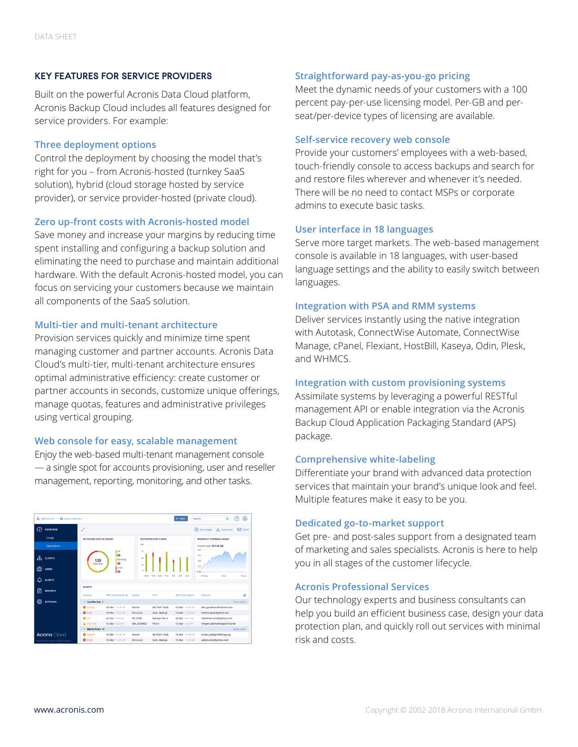## KEY FEATURES FOR SERVICE PROVIDERS

Built on the powerful Acronis Data Cloud platform, Acronis Backup Cloud includes all features designed for service providers. For example:

### Three deployment options

Control the deployment by choosing the model that's right for you – from Acronis-hosted (turnkey SaaS solution), hybrid (cloud storage hosted by service provider), or service provider-hosted (private cloud).

### Zero up-front costs with Acronis-hosted model

Save money and increase your margins by reducing time spent installing and configuring a backup solution and eliminating the need to purchase and maintain additional hardware. With the default Acronis-hosted model, you can focus on servicing your customers because we maintain all components of the SaaS solution.

### Multi-tier and multi-tenant architecture

Provision services quickly and minimize time spent managing customer and partner accounts. Acronis Data Cloud's multi-tier, multi-tenant architecture ensures optimal administrative efficiency: create customer or partner accounts in seconds, customize unique offerings, manage quotas, features and administrative privileges using vertical grouping.

### Web console for easy, scalable management

Enjoy the web-based multi-tenant management console — a single spot for accounts provisioning, user and reseller management, reporting, monitoring, and other tasks.

### Straightforward pay-as-you-go pricing

Meet the dynamic needs of your customers with a 100 percent pay-per-use licensing model. Per-GB and per-seat/per-device types of licensing are available.

### Self-service recovery web console

Provide your customers' employees with a web-based, touch-friendly console to access backups and search for and restore files wherever and whenever it's needed. There will be no need to contact MSPs or corporate admins to execute basic tasks.

### User interface in 18 languages

Serve more target markets. The web-based management console is available in 18 languages, with user-based language settings and the ability to easily switch between languages.

### Integration with PSA and RMM systems

Deliver services instantly using the native integration with Autotask, ConnectWise Automate, ConnectWise Manage, cPanel, Flexiant, HostBill, Kaseya, Odin, Plesk, and WHMCS.

### Integration with custom provisioning systems

Assimilate systems by leveraging a powerful RESTful management API or enable integration via the Acronis Backup Cloud Application Packaging Standard (APS) package.

### Comprehensive white-labeling

Differentiate your brand with advanced data protection services that maintain your brand's unique look and feel. Multiple features make it easy to be you.

### Dedicated go-to-market support

Get pre- and post-sales support from a designated team of marketing and sales specialists. Acronis is here to help you in all stages of the customer lifecycle.

### Acronis Professional Services

Our technology experts and business consultants can help you build an efficient business case, design your data protection plan, and quickly roll out services with minimal risk and costs.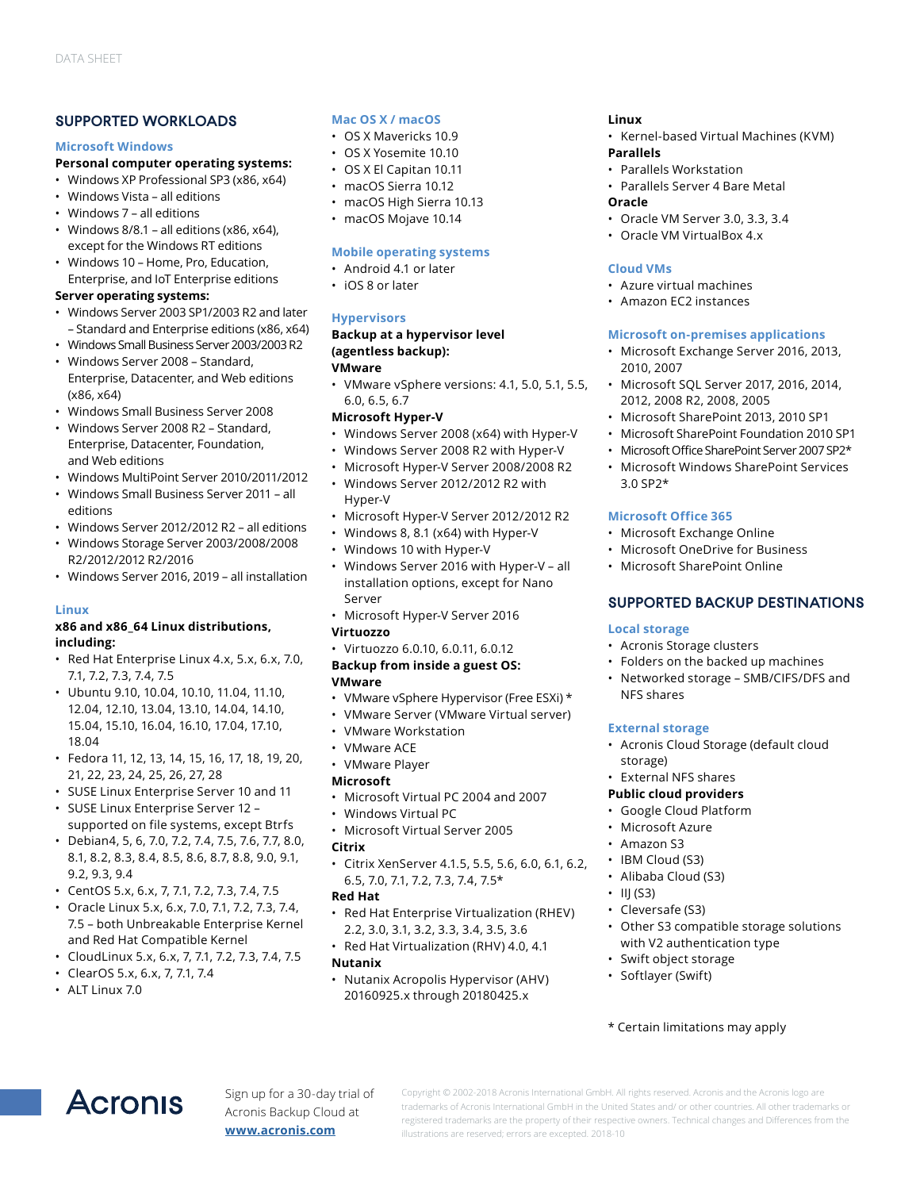## SUPPORTED WORKLOADS

### Microsoft Windows

**Personal computer operating systems:**

- Windows XP Professional SP3 (x86, x64)
- Windows Vista – all editions
- Windows 7 – all editions
- Windows 8/8.1 – all editions (x86, x64), except for the Windows RT editions
- Windows 10 – Home, Pro, Education, Enterprise, and IoT Enterprise editions

**Server operating systems:**

- Windows Server 2003 SP1/2003 R2 and later – Standard and Enterprise editions (x86, x64)
- Windows Small Business Server 2003/2003 R2
- Windows Server 2008 – Standard, Enterprise, Datacenter, and Web editions (x86, x64)
- Windows Small Business Server 2008
- Windows Server 2008 R2 – Standard, Enterprise, Datacenter, Foundation, and Web editions
- Windows MultiPoint Server 2010/2011/2012
- Windows Small Business Server 2011 – all editions
- Windows Server 2012/2012 R2 – all editions
- Windows Storage Server 2003/2008/2008 R2/2012/2012 R2/2016
- Windows Server 2016, 2019 – all installation

### Linux

**x86 and x86_64 Linux distributions, including:**

- Red Hat Enterprise Linux 4.x, 5.x, 6.x, 7.0, 7.1, 7.2, 7.3, 7.4, 7.5
- Ubuntu 9.10, 10.04, 10.10, 11.04, 11.10, 12.04, 12.10, 13.04, 13.10, 14.04, 14.10, 15.04, 15.10, 16.04, 16.10, 17.04, 17.10, 18.04
- Fedora 11, 12, 13, 14, 15, 16, 17, 18, 19, 20, 21, 22, 23, 24, 25, 26, 27, 28
- SUSE Linux Enterprise Server 10 and 11
- SUSE Linux Enterprise Server 12 – supported on file systems, except Btrfs
- Debian4, 5, 6, 7.0, 7.2, 7.4, 7.5, 7.6, 7.7, 8.0, 8.1, 8.2, 8.3, 8.4, 8.5, 8.6, 8.7, 8.8, 9.0, 9.1, 9.2, 9.3, 9.4
- CentOS 5.x, 6.x, 7, 7.1, 7.2, 7.3, 7.4, 7.5
- Oracle Linux 5.x, 6.x, 7.0, 7.1, 7.2, 7.3, 7.4, 7.5 – both Unbreakable Enterprise Kernel and Red Hat Compatible Kernel
- CloudLinux 5.x, 6.x, 7, 7.1, 7.2, 7.3, 7.4, 7.5
- ClearOS 5.x, 6.x, 7, 7.1, 7.4
- ALT Linux 7.0

### Mac OS X / macOS

- OS X Mavericks 10.9
- OS X Yosemite 10.10
- OS X El Capitan 10.11
- macOS Sierra 10.12
- macOS High Sierra 10.13
- macOS Mojave 10.14

### Mobile operating systems

- Android 4.1 or later
- iOS 8 or later

### Hypervisors

**Backup at a hypervisor level (agentless backup):**

**VMware**

- VMware vSphere versions: 4.1, 5.0, 5.1, 5.5, 6.0, 6.5, 6.7

**Microsoft Hyper-V**

- Windows Server 2008 (x64) with Hyper-V
- Windows Server 2008 R2 with Hyper-V
- Microsoft Hyper-V Server 2008/2008 R2
- Windows Server 2012/2012 R2 with Hyper-V
- Microsoft Hyper-V Server 2012/2012 R2
- Windows 8, 8.1 (x64) with Hyper-V
- Windows 10 with Hyper-V
- Windows Server 2016 with Hyper-V – all installation options, except for Nano Server
- Microsoft Hyper-V Server 2016

**Virtuozzo**

- Virtuozzo 6.0.10, 6.0.11, 6.0.12

**Backup from inside a guest OS:**

**VMware**

- VMware vSphere Hypervisor (Free ESXi) *
- VMware Server (VMware Virtual server)
- VMware Workstation
- VMware ACE
- VMware Player

**Microsoft**

- Microsoft Virtual PC 2004 and 2007
- Windows Virtual PC
- Microsoft Virtual Server 2005

**Citrix**

- Citrix XenServer 4.1.5, 5.5, 5.6, 6.0, 6.1, 6.2, 6.5, 7.0, 7.1, 7.2, 7.3, 7.4, 7.5*

**Red Hat**

- Red Hat Enterprise Virtualization (RHEV) 2.2, 3.0, 3.1, 3.2, 3.3, 3.4, 3.5, 3.6
- Red Hat Virtualization (RHV) 4.0, 4.1

**Nutanix**

- Nutanix Acropolis Hypervisor (AHV) 20160925.x through 20180425.x

**Linux**

- Kernel-based Virtual Machines (KVM)

**Parallels**

- Parallels Workstation
- Parallels Server 4 Bare Metal

**Oracle**

- Oracle VM Server 3.0, 3.3, 3.4
- Oracle VM VirtualBox 4.x

### Cloud VMs

- Azure virtual machines
- Amazon EC2 instances

### Microsoft on-premises applications

- Microsoft Exchange Server 2016, 2013, 2010, 2007
- Microsoft SQL Server 2017, 2016, 2014, 2012, 2008 R2, 2008, 2005
- Microsoft SharePoint 2013, 2010 SP1
- Microsoft SharePoint Foundation 2010 SP1
- Microsoft Office SharePoint Server 2007 SP2*
- Microsoft Windows SharePoint Services 3.0 SP2*

### Microsoft Office 365

- Microsoft Exchange Online
- Microsoft OneDrive for Business
- Microsoft SharePoint Online

## SUPPORTED BACKUP DESTINATIONS

### Local storage

- Acronis Storage clusters
- Folders on the backed up machines
- Networked storage – SMB/CIFS/DFS and NFS shares

### External storage

- Acronis Cloud Storage (default cloud storage)
- External NFS shares

**Public cloud providers**

- Google Cloud Platform
- Microsoft Azure
- Amazon S3
- IBM Cloud (S3)
- Alibaba Cloud (S3)
- IIJ (S3)
- Cleversafe (S3)
- Other S3 compatible storage solutions with V2 authentication type
- Swift object storage
- Softlayer (Swift)

* Certain limitations may apply

Acronis

Sign up for a 30-day trial of Acronis Backup Cloud at **www.acronis.com**

Copyright © 2002-2018 Acronis International GmbH. All rights reserved. Acronis and the Acronis logo are trademarks of Acronis International GmbH in the United States and/ or other countries. All other trademarks or registered trademarks are the property of their respective owners. Technical changes and Differences from the illustrations are reserved; errors are excepted. 2018-10